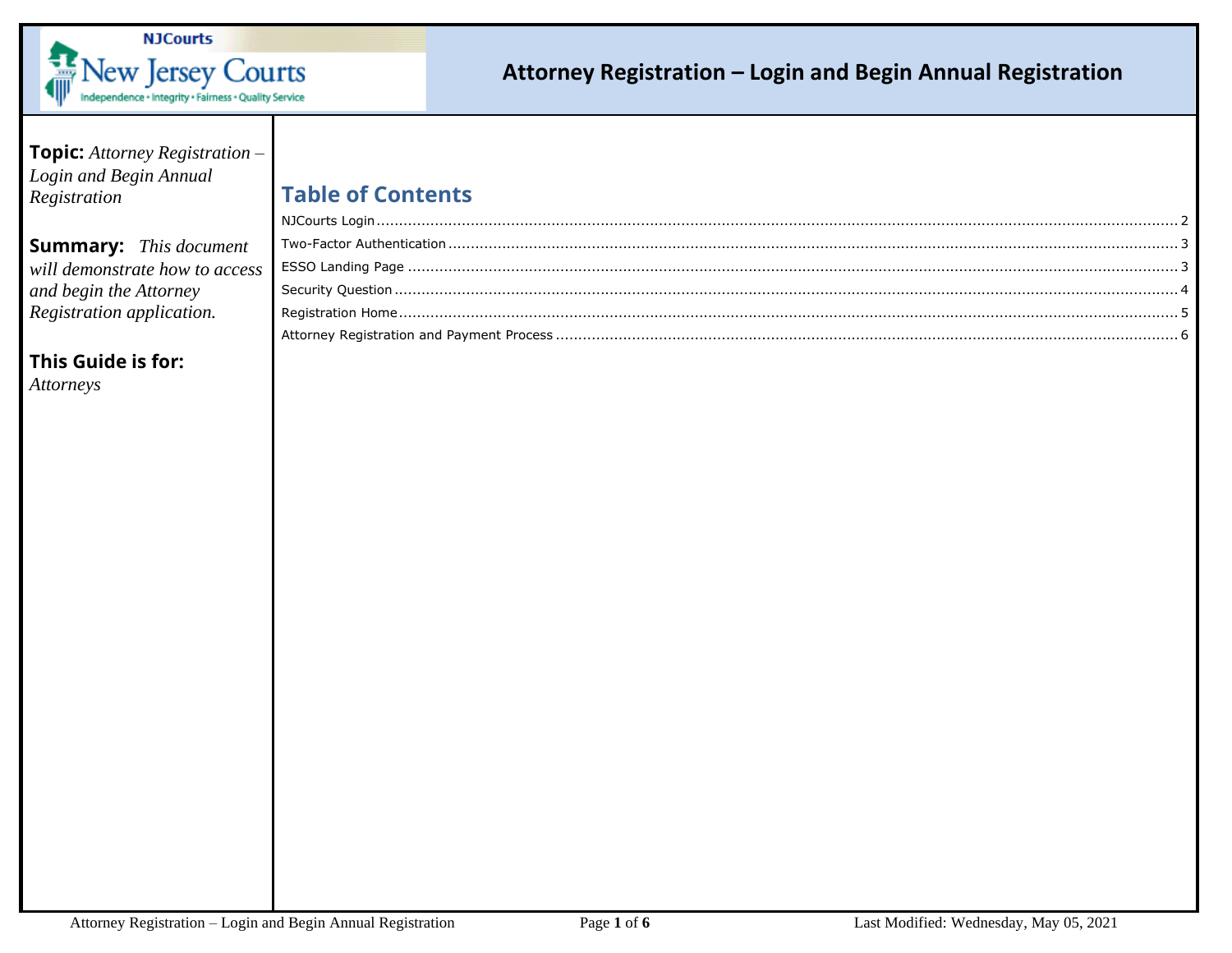# Attorney Registration – Login and Begin Annual Registration

**Topic:** *Attorney Registration – Login and Begin Annual Registration*

**Summary:** *This document will demonstrate how to access and begin the Attorney Registration application.*

**This Guide is for:**
*Attorneys*

## Table of Contents

NJCourts Login .......... 2
Two-Factor Authentication .......... 3
ESSO Landing Page .......... 3
Security Question .......... 4
Registration Home .......... 5
Attorney Registration and Payment Process .......... 6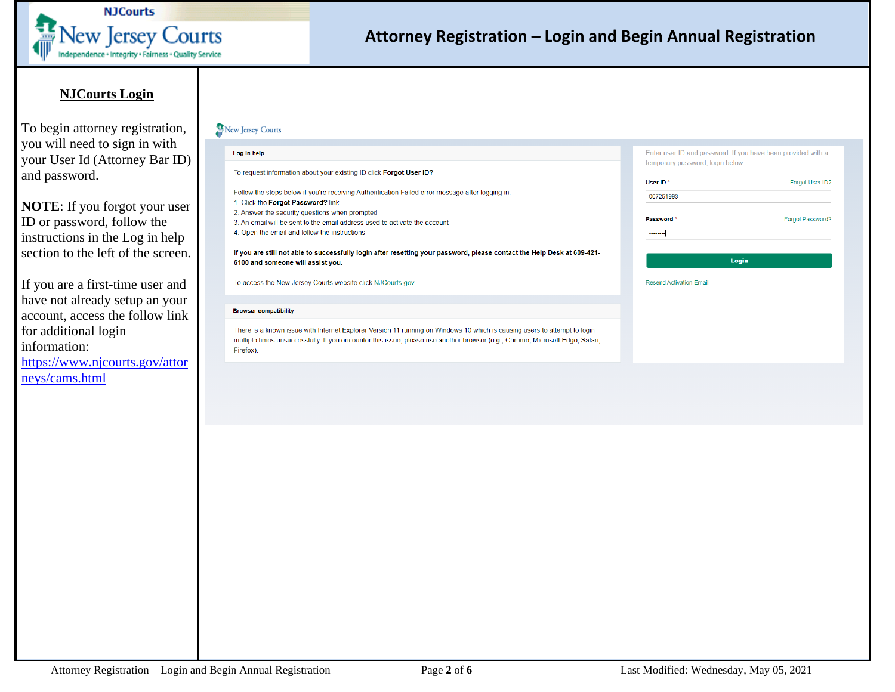# Attorney Registration – Login and Begin Annual Registration

## NJCourts Login

To begin attorney registration, you will need to sign in with your User Id (Attorney Bar ID) and password.

**NOTE**: If you forgot your user ID or password, follow the instructions in the Log in help section to the left of the screen.

If you are a first-time user and have not already setup an your account, access the follow link for additional login information: https://www.njcourts.gov/attorneys/cams.html

New Jersey Courts

**Log in help**

To request information about your existing ID click **Forgot User ID?**

Follow the steps below if you're receiving Authentication Failed error message after logging in.

1. Click the **Forgot Password?** link
2. Answer the security questions when prompted
3. An email will be sent to the email address used to activate the account
4. Open the email and follow the instructions

**If you are still not able to successfully login after resetting your password, please contact the Help Desk at 609-421-6100 and someone will assist you.**

To access the New Jersey Courts website click NJCourts.gov

**Browser compatibility**

There is a known issue with Internet Explorer Version 11 running on Windows 10 which is causing users to attempt to login multiple times unsuccessfully. If you encounter this issue, please use another browser (e.g., Chrome, Microsoft Edge, Safari, Firefox).

Enter user ID and password. If you have been provided with a temporary password, login below.

**User ID** * Forgot User ID?

007251993

**Password** * Forgot Password?

••••••••

Login

Resend Activation Email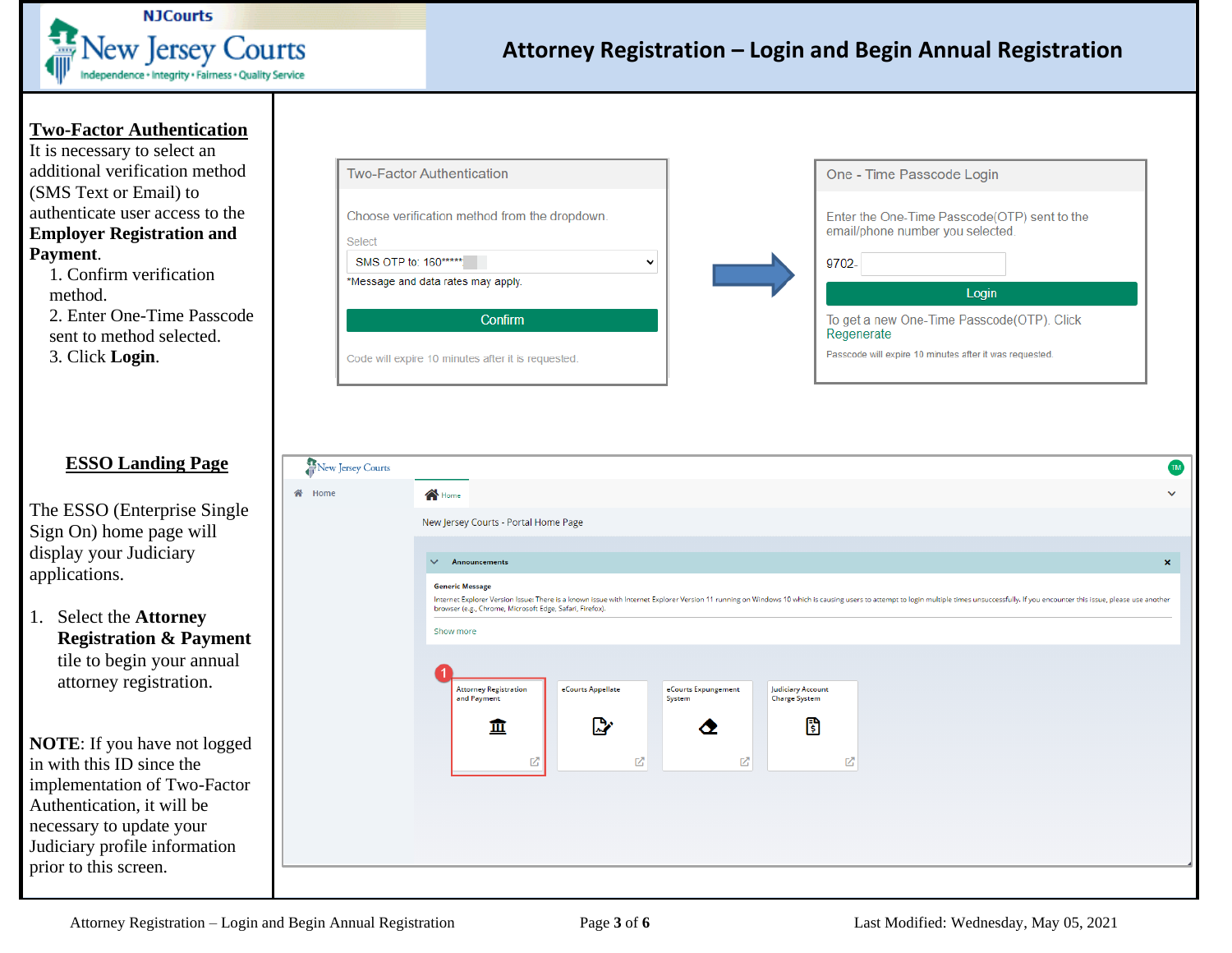# Attorney Registration – Login and Begin Annual Registration

## Two-Factor Authentication

It is necessary to select an additional verification method (SMS Text or Email) to authenticate user access to the **Employer Registration and Payment**.

1. Confirm verification method.
2. Enter One-Time Passcode sent to method selected.
3. Click **Login**.

**Two-Factor Authentication**

Choose verification method from the dropdown.

Select

SMS OTP to: 160*****

*Message and data rates may apply.

Confirm

Code will expire 10 minutes after it is requested.

**One - Time Passcode Login**

Enter the One-Time Passcode(OTP) sent to the email/phone number you selected.

9702-

Login

To get a new One-Time Passcode(OTP). Click Regenerate

Passcode will expire 10 minutes after it was requested.

## ESSO Landing Page

The ESSO (Enterprise Single Sign On) home page will display your Judiciary applications.

1. Select the **Attorney Registration & Payment** tile to begin your annual attorney registration.

**NOTE**: If you have not logged in with this ID since the implementation of Two-Factor Authentication, it will be necessary to update your Judiciary profile information prior to this screen.

New Jersey Courts

Home

New Jersey Courts - Portal Home Page

Announcements

Generic Message

Internet Explorer Version Issue: There is a known issue with Internet Explorer Version 11 running on Windows 10 which is causing users to attempt to login multiple times unsuccessfully. If you encounter this issue, please use another browser (e.g., Chrome, Microsoft Edge, Safari, Firefox).

Show more

1 Attorney Registration and Payment | eCourts Appellate | eCourts Expungement System | Judiciary Account Charge System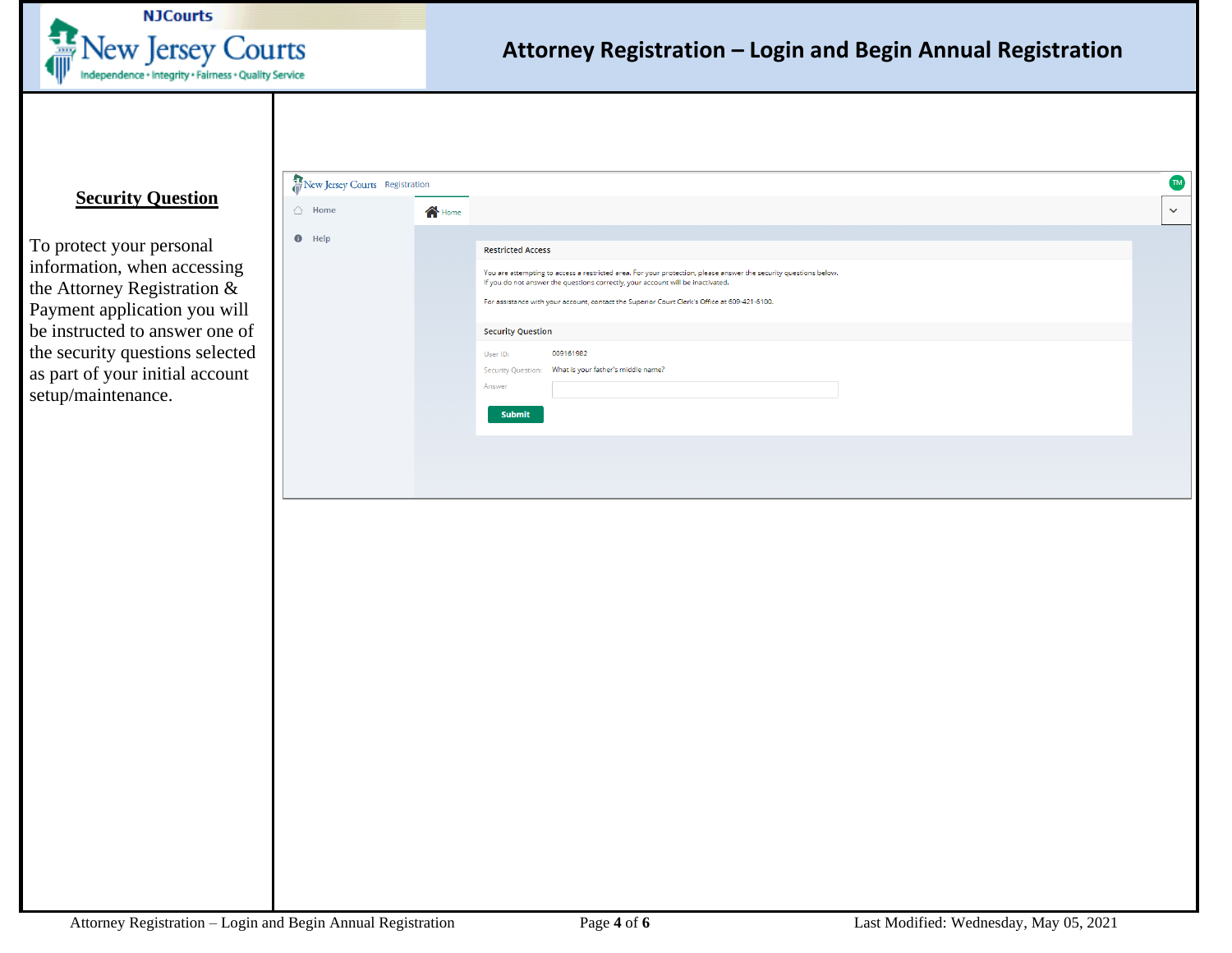# Attorney Registration – Login and Begin Annual Registration

## Security Question

To protect your personal information, when accessing the Attorney Registration & Payment application you will be instructed to answer one of the security questions selected as part of your initial account setup/maintenance.

New Jersey Courts Registration

Home

Help

Restricted Access

You are attempting to access a restricted area. For your protection, please answer the security questions below.
If you do not answer the questions correctly, your account will be inactivated.

For assistance with your account, contact the Superior Court Clerk's Office at 609-421-6100.

Security Question

User ID: 009161982

Security Question: What is your father's middle name?

Answer

Submit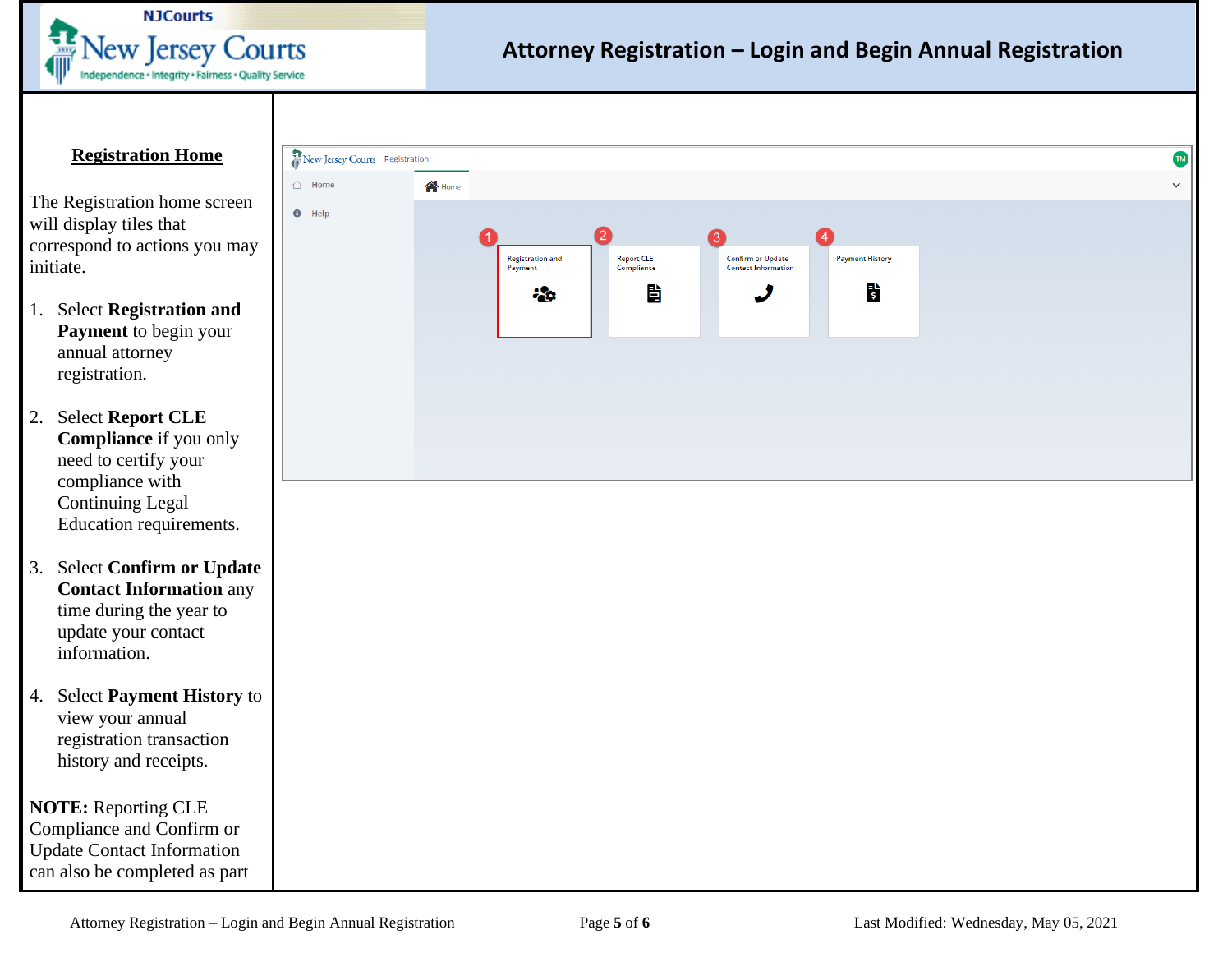## Registration Home

The Registration home screen will display tiles that correspond to actions you may initiate.

1. Select **Registration and Payment** to begin your annual attorney registration.

2. Select **Report CLE Compliance** if you only need to certify your compliance with Continuing Legal Education requirements.

3. Select **Confirm or Update Contact Information** any time during the year to update your contact information.

4. Select **Payment History** to view your annual registration transaction history and receipts.

**NOTE:** Reporting CLE Compliance and Confirm or Update Contact Information can also be completed as part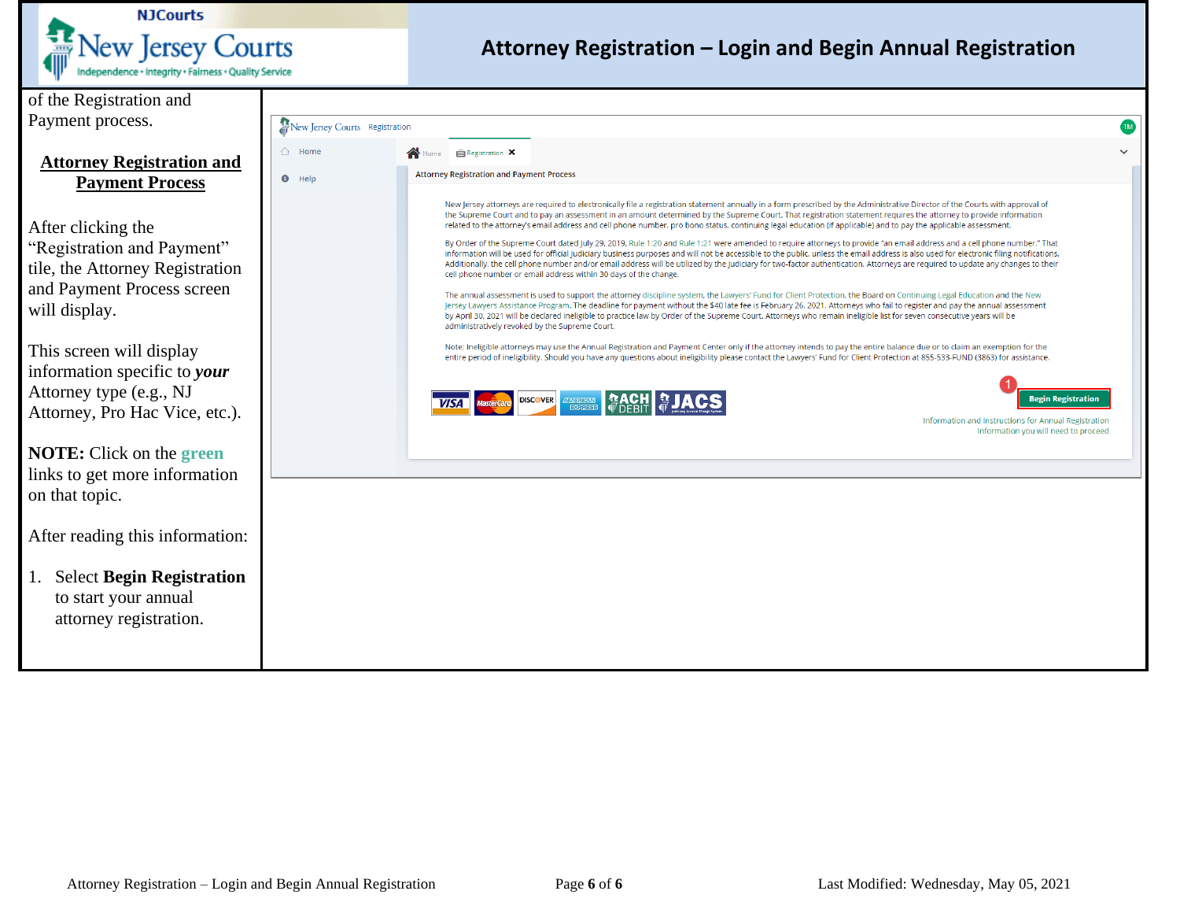of the Registration and Payment process.

**Attorney Registration and Payment Process**

After clicking the "Registration and Payment" tile, the Attorney Registration and Payment Process screen will display.

This screen will display information specific to ***your*** Attorney type (e.g., NJ Attorney, Pro Hac Vice, etc.).

**NOTE:** Click on the **green** links to get more information on that topic.

After reading this information:

1. Select **Begin Registration** to start your annual attorney registration.

New Jersey Courts Registration

Home

Help

Home | Registration

Attorney Registration and Payment Process

New Jersey attorneys are required to electronically file a registration statement annually in a form prescribed by the Administrative Director of the Courts with approval of the Supreme Court and to pay an assessment in an amount determined by the Supreme Court. That registration statement requires the attorney to provide information related to the attorney's email address and cell phone number, pro bono status, continuing legal education (if applicable) and to pay the applicable assessment.

By Order of the Supreme Court dated July 29, 2019, Rule 1:20 and Rule 1:21 were amended to require attorneys to provide "an email address and a cell phone number." That information will be used for official Judiciary business purposes and will not be accessible to the public, unless the email address is also used for electronic filing notifications. Additionally, the cell phone number and/or email address will be utilized by the Judiciary for two-factor authentication. Attorneys are required to update any changes to their cell phone number or email address within 30 days of the change.

The annual assessment is used to support the attorney discipline system, the Lawyers' Fund for Client Protection, the Board on Continuing Legal Education and the New Jersey Lawyers Assistance Program. The deadline for payment without the $40 late fee is February 26, 2021. Attorneys who fail to register and pay the annual assessment by April 30, 2021 will be declared ineligible to practice law by Order of the Supreme Court. Attorneys who remain ineligible list for seven consecutive years will be administratively revoked by the Supreme Court.

Note: Ineligible attorneys may use the Annual Registration and Payment Center only if the attorney intends to pay the entire balance due or to claim an exemption for the entire period of ineligibility. Should you have any questions about ineligibility please contact the Lawyers' Fund for Client Protection at 855-533-FUND (3863) for assistance.

VISA | MasterCard | DISCOVER | AMERICAN EXPRESS | ACH DEBIT | JACS

1 Begin Registration

Information and Instructions for Annual Registration

Information you will need to proceed